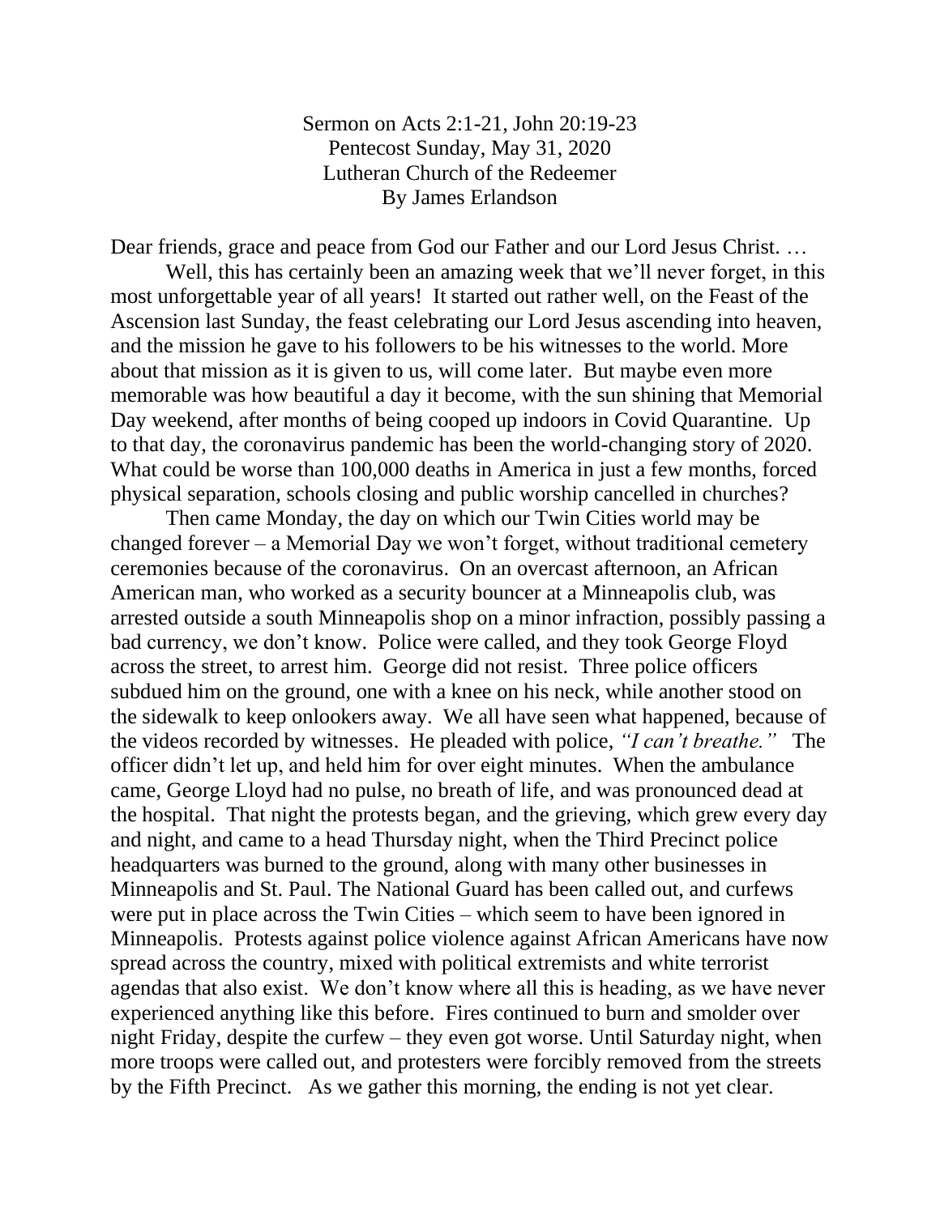Sermon on Acts 2:1-21, John 20:19-23
Pentecost Sunday, May 31, 2020
Lutheran Church of the Redeemer
By James Erlandson

Dear friends, grace and peace from God our Father and our Lord Jesus Christ. …

Well, this has certainly been an amazing week that we'll never forget, in this most unforgettable year of all years! It started out rather well, on the Feast of the Ascension last Sunday, the feast celebrating our Lord Jesus ascending into heaven, and the mission he gave to his followers to be his witnesses to the world. More about that mission as it is given to us, will come later. But maybe even more memorable was how beautiful a day it become, with the sun shining that Memorial Day weekend, after months of being cooped up indoors in Covid Quarantine. Up to that day, the coronavirus pandemic has been the world-changing story of 2020. What could be worse than 100,000 deaths in America in just a few months, forced physical separation, schools closing and public worship cancelled in churches?

Then came Monday, the day on which our Twin Cities world may be changed forever – a Memorial Day we won't forget, without traditional cemetery ceremonies because of the coronavirus. On an overcast afternoon, an African American man, who worked as a security bouncer at a Minneapolis club, was arrested outside a south Minneapolis shop on a minor infraction, possibly passing a bad currency, we don't know. Police were called, and they took George Floyd across the street, to arrest him. George did not resist. Three police officers subdued him on the ground, one with a knee on his neck, while another stood on the sidewalk to keep onlookers away. We all have seen what happened, because of the videos recorded by witnesses. He pleaded with police, *"I can't breathe."* The officer didn't let up, and held him for over eight minutes. When the ambulance came, George Lloyd had no pulse, no breath of life, and was pronounced dead at the hospital. That night the protests began, and the grieving, which grew every day and night, and came to a head Thursday night, when the Third Precinct police headquarters was burned to the ground, along with many other businesses in Minneapolis and St. Paul. The National Guard has been called out, and curfews were put in place across the Twin Cities – which seem to have been ignored in Minneapolis. Protests against police violence against African Americans have now spread across the country, mixed with political extremists and white terrorist agendas that also exist. We don't know where all this is heading, as we have never experienced anything like this before. Fires continued to burn and smolder over night Friday, despite the curfew – they even got worse. Until Saturday night, when more troops were called out, and protesters were forcibly removed from the streets by the Fifth Precinct. As we gather this morning, the ending is not yet clear.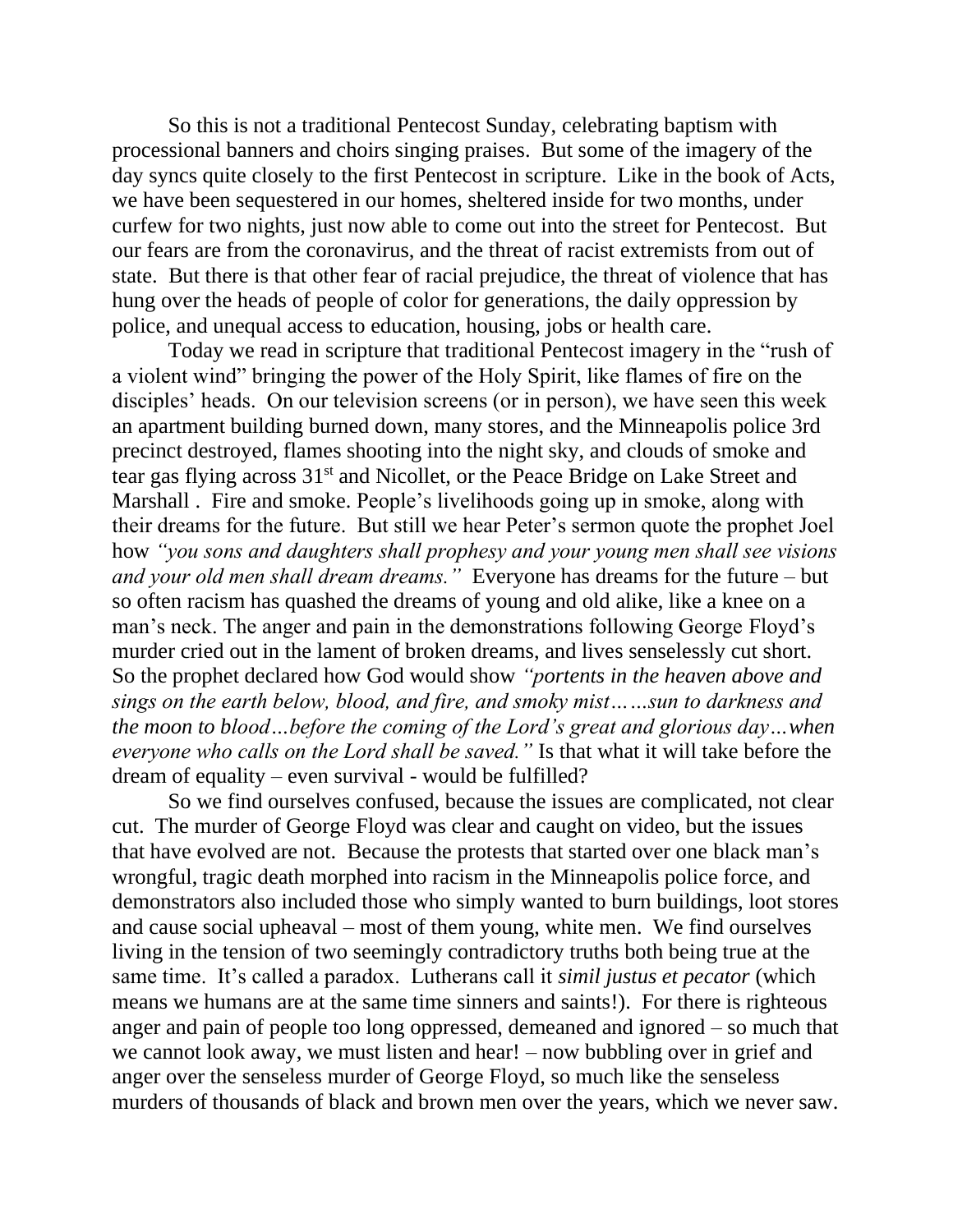So this is not a traditional Pentecost Sunday, celebrating baptism with processional banners and choirs singing praises. But some of the imagery of the day syncs quite closely to the first Pentecost in scripture. Like in the book of Acts, we have been sequestered in our homes, sheltered inside for two months, under curfew for two nights, just now able to come out into the street for Pentecost. But our fears are from the coronavirus, and the threat of racist extremists from out of state. But there is that other fear of racial prejudice, the threat of violence that has hung over the heads of people of color for generations, the daily oppression by police, and unequal access to education, housing, jobs or health care.

Today we read in scripture that traditional Pentecost imagery in the "rush of a violent wind" bringing the power of the Holy Spirit, like flames of fire on the disciples' heads. On our television screens (or in person), we have seen this week an apartment building burned down, many stores, and the Minneapolis police 3rd precinct destroyed, flames shooting into the night sky, and clouds of smoke and tear gas flying across 31st and Nicollet, or the Peace Bridge on Lake Street and Marshall . Fire and smoke. People's livelihoods going up in smoke, along with their dreams for the future. But still we hear Peter's sermon quote the prophet Joel how *"you sons and daughters shall prophesy and your young men shall see visions and your old men shall dream dreams."* Everyone has dreams for the future – but so often racism has quashed the dreams of young and old alike, like a knee on a man's neck. The anger and pain in the demonstrations following George Floyd's murder cried out in the lament of broken dreams, and lives senselessly cut short. So the prophet declared how God would show *"portents in the heaven above and sings on the earth below, blood, and fire, and smoky mist……sun to darkness and the moon to blood…before the coming of the Lord's great and glorious day…when everyone who calls on the Lord shall be saved."* Is that what it will take before the dream of equality – even survival - would be fulfilled?

So we find ourselves confused, because the issues are complicated, not clear cut. The murder of George Floyd was clear and caught on video, but the issues that have evolved are not. Because the protests that started over one black man's wrongful, tragic death morphed into racism in the Minneapolis police force, and demonstrators also included those who simply wanted to burn buildings, loot stores and cause social upheaval – most of them young, white men. We find ourselves living in the tension of two seemingly contradictory truths both being true at the same time. It's called a paradox. Lutherans call it *simil justus et pecator* (which means we humans are at the same time sinners and saints!). For there is righteous anger and pain of people too long oppressed, demeaned and ignored – so much that we cannot look away, we must listen and hear! – now bubbling over in grief and anger over the senseless murder of George Floyd, so much like the senseless murders of thousands of black and brown men over the years, which we never saw.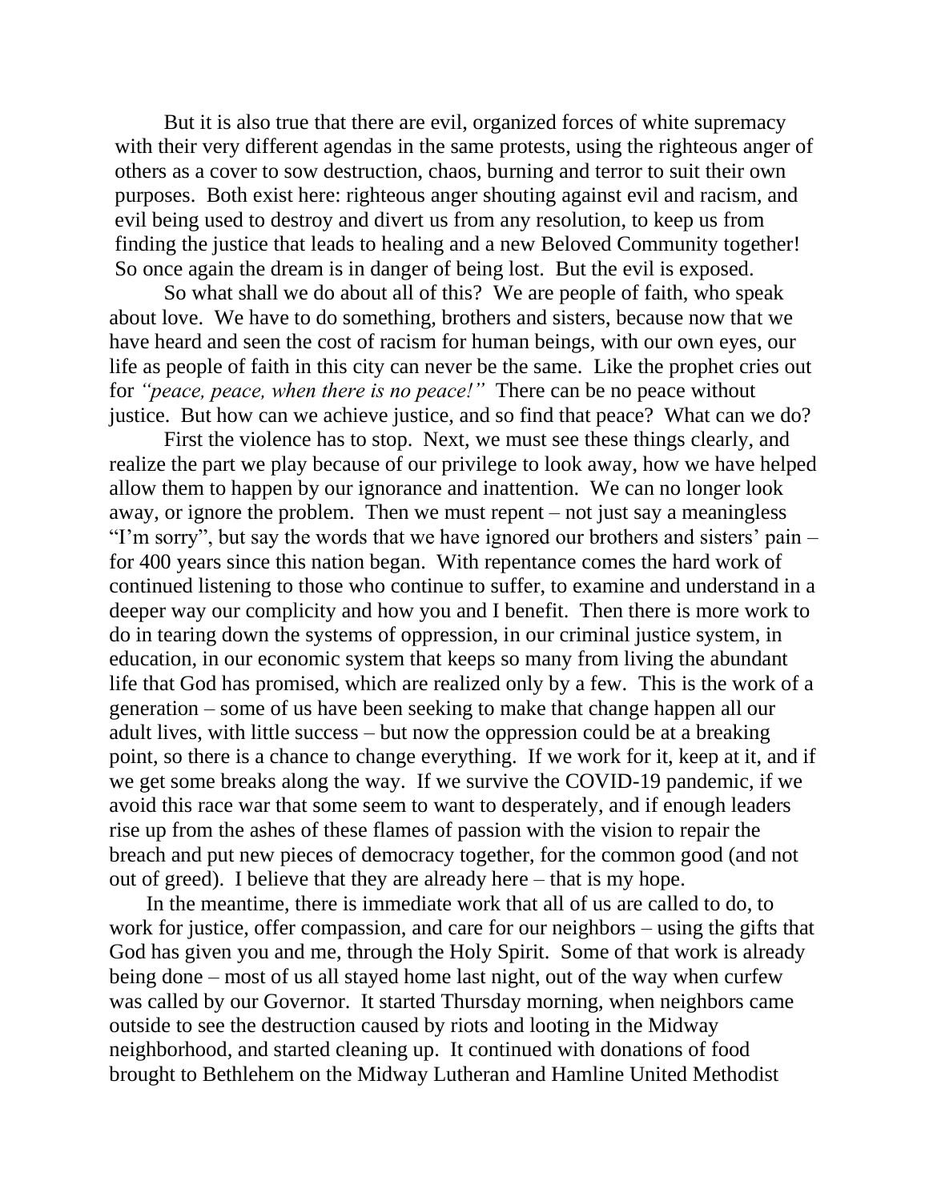But it is also true that there are evil, organized forces of white supremacy with their very different agendas in the same protests, using the righteous anger of others as a cover to sow destruction, chaos, burning and terror to suit their own purposes. Both exist here: righteous anger shouting against evil and racism, and evil being used to destroy and divert us from any resolution, to keep us from finding the justice that leads to healing and a new Beloved Community together! So once again the dream is in danger of being lost. But the evil is exposed.

So what shall we do about all of this? We are people of faith, who speak about love. We have to do something, brothers and sisters, because now that we have heard and seen the cost of racism for human beings, with our own eyes, our life as people of faith in this city can never be the same. Like the prophet cries out for *"peace, peace, when there is no peace!"* There can be no peace without justice. But how can we achieve justice, and so find that peace? What can we do?

First the violence has to stop. Next, we must see these things clearly, and realize the part we play because of our privilege to look away, how we have helped allow them to happen by our ignorance and inattention. We can no longer look away, or ignore the problem. Then we must repent – not just say a meaningless "I'm sorry", but say the words that we have ignored our brothers and sisters' pain – for 400 years since this nation began. With repentance comes the hard work of continued listening to those who continue to suffer, to examine and understand in a deeper way our complicity and how you and I benefit. Then there is more work to do in tearing down the systems of oppression, in our criminal justice system, in education, in our economic system that keeps so many from living the abundant life that God has promised, which are realized only by a few. This is the work of a generation – some of us have been seeking to make that change happen all our adult lives, with little success – but now the oppression could be at a breaking point, so there is a chance to change everything. If we work for it, keep at it, and if we get some breaks along the way. If we survive the COVID-19 pandemic, if we avoid this race war that some seem to want to desperately, and if enough leaders rise up from the ashes of these flames of passion with the vision to repair the breach and put new pieces of democracy together, for the common good (and not out of greed). I believe that they are already here – that is my hope.

In the meantime, there is immediate work that all of us are called to do, to work for justice, offer compassion, and care for our neighbors – using the gifts that God has given you and me, through the Holy Spirit. Some of that work is already being done – most of us all stayed home last night, out of the way when curfew was called by our Governor. It started Thursday morning, when neighbors came outside to see the destruction caused by riots and looting in the Midway neighborhood, and started cleaning up. It continued with donations of food brought to Bethlehem on the Midway Lutheran and Hamline United Methodist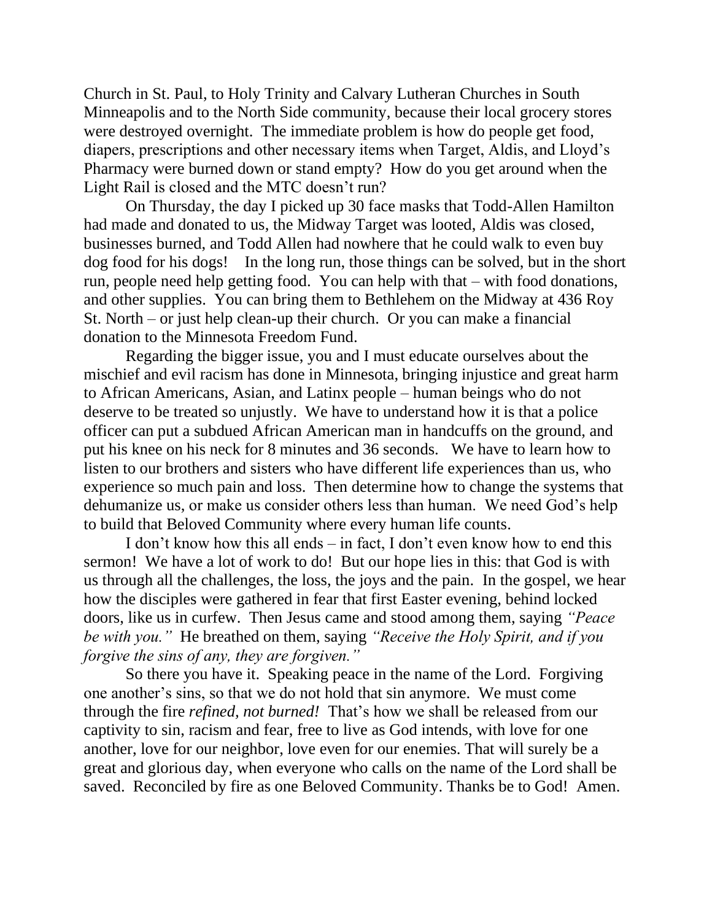Church in St. Paul, to Holy Trinity and Calvary Lutheran Churches in South Minneapolis and to the North Side community, because their local grocery stores were destroyed overnight. The immediate problem is how do people get food, diapers, prescriptions and other necessary items when Target, Aldis, and Lloyd's Pharmacy were burned down or stand empty? How do you get around when the Light Rail is closed and the MTC doesn't run?

On Thursday, the day I picked up 30 face masks that Todd-Allen Hamilton had made and donated to us, the Midway Target was looted, Aldis was closed, businesses burned, and Todd Allen had nowhere that he could walk to even buy dog food for his dogs! In the long run, those things can be solved, but in the short run, people need help getting food. You can help with that – with food donations, and other supplies. You can bring them to Bethlehem on the Midway at 436 Roy St. North – or just help clean-up their church. Or you can make a financial donation to the Minnesota Freedom Fund.

Regarding the bigger issue, you and I must educate ourselves about the mischief and evil racism has done in Minnesota, bringing injustice and great harm to African Americans, Asian, and Latinx people – human beings who do not deserve to be treated so unjustly. We have to understand how it is that a police officer can put a subdued African American man in handcuffs on the ground, and put his knee on his neck for 8 minutes and 36 seconds. We have to learn how to listen to our brothers and sisters who have different life experiences than us, who experience so much pain and loss. Then determine how to change the systems that dehumanize us, or make us consider others less than human. We need God's help to build that Beloved Community where every human life counts.

I don't know how this all ends – in fact, I don't even know how to end this sermon! We have a lot of work to do! But our hope lies in this: that God is with us through all the challenges, the loss, the joys and the pain. In the gospel, we hear how the disciples were gathered in fear that first Easter evening, behind locked doors, like us in curfew. Then Jesus came and stood among them, saying *"Peace be with you."* He breathed on them, saying *"Receive the Holy Spirit, and if you forgive the sins of any, they are forgiven."*

So there you have it. Speaking peace in the name of the Lord. Forgiving one another's sins, so that we do not hold that sin anymore. We must come through the fire *refined, not burned!* That's how we shall be released from our captivity to sin, racism and fear, free to live as God intends, with love for one another, love for our neighbor, love even for our enemies. That will surely be a great and glorious day, when everyone who calls on the name of the Lord shall be saved. Reconciled by fire as one Beloved Community. Thanks be to God! Amen.